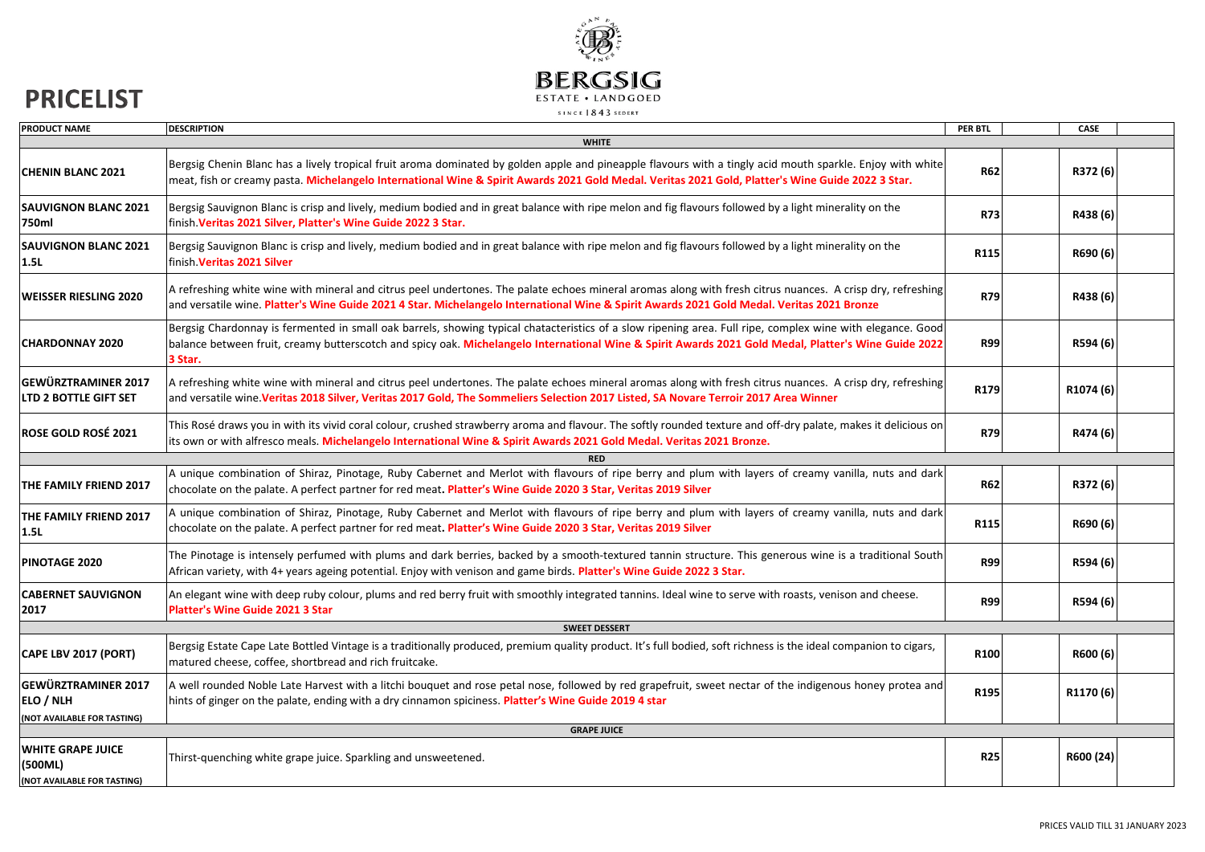# PRICELIST

BERGSIG
ESTATE • LANDGOED
SINCE 1843 SEDERT

| PRODUCT NAME | DESCRIPTION | PER BTL | | CASE | |
|---|---|---|---|---|---|
| | **WHITE** | | | | |
| **CHENIN BLANC 2021** | Bergsig Chenin Blanc has a lively tropical fruit aroma dominated by golden apple and pineapple flavours with a tingly acid mouth sparkle. Enjoy with white meat, fish or creamy pasta. **Michelangelo International Wine & Spirit Awards 2021 Gold Medal. Veritas 2021 Gold, Platter's Wine Guide 2022 3 Star.** | **R62** | | **R372 (6)** | |
| **SAUVIGNON BLANC 2021 750ml** | Bergsig Sauvignon Blanc is crisp and lively, medium bodied and in great balance with ripe melon and fig flavours followed by a light minerality on the finish. **Veritas 2021 Silver, Platter's Wine Guide 2022 3 Star.** | **R73** | | **R438 (6)** | |
| **SAUVIGNON BLANC 2021 1.5L** | Bergsig Sauvignon Blanc is crisp and lively, medium bodied and in great balance with ripe melon and fig flavours followed by a light minerality on the finish. **Veritas 2021 Silver** | **R115** | | **R690 (6)** | |
| **WEISSER RIESLING 2020** | A refreshing white wine with mineral and citrus peel undertones. The palate echoes mineral aromas along with fresh citrus nuances. A crisp dry, refreshing and versatile wine. **Platter's Wine Guide 2021 4 Star. Michelangelo International Wine & Spirit Awards 2021 Gold Medal. Veritas 2021 Bronze** | **R79** | | **R438 (6)** | |
| **CHARDONNAY 2020** | Bergsig Chardonnay is fermented in small oak barrels, showing typical chatacteristics of a slow ripening area. Full ripe, complex wine with elegance. Good balance between fruit, creamy butterscotch and spicy oak. **Michelangelo International Wine & Spirit Awards 2021 Gold Medal, Platter's Wine Guide 2022 3 Star.** | **R99** | | **R594 (6)** | |
| **GEWÜRZTRAMINER 2017 LTD 2 BOTTLE GIFT SET** | A refreshing white wine with mineral and citrus peel undertones. The palate echoes mineral aromas along with fresh citrus nuances. A crisp dry, refreshing and versatile wine. **Veritas 2018 Silver, Veritas 2017 Gold, The Sommeliers Selection 2017 Listed, SA Novare Terroir 2017 Area Winner** | **R179** | | **R1074 (6)** | |
| **ROSE GOLD ROSÉ 2021** | This Rosé draws you in with its vivid coral colour, crushed strawberry aroma and flavour. The softly rounded texture and off-dry palate, makes it delicious on its own or with alfresco meals. **Michelangelo International Wine & Spirit Awards 2021 Gold Medal. Veritas 2021 Bronze.** | **R79** | | **R474 (6)** | |
| | **RED** | | | | |
| **THE FAMILY FRIEND 2017** | A unique combination of Shiraz, Pinotage, Ruby Cabernet and Merlot with flavours of ripe berry and plum with layers of creamy vanilla, nuts and dark chocolate on the palate. A perfect partner for red meat. **Platter's Wine Guide 2020 3 Star, Veritas 2019 Silver** | **R62** | | **R372 (6)** | |
| **THE FAMILY FRIEND 2017 1.5L** | A unique combination of Shiraz, Pinotage, Ruby Cabernet and Merlot with flavours of ripe berry and plum with layers of creamy vanilla, nuts and dark chocolate on the palate. A perfect partner for red meat. **Platter's Wine Guide 2020 3 Star, Veritas 2019 Silver** | **R115** | | **R690 (6)** | |
| **PINOTAGE 2020** | The Pinotage is intensely perfumed with plums and dark berries, backed by a smooth-textured tannin structure. This generous wine is a traditional South African variety, with 4+ years ageing potential. Enjoy with venison and game birds. **Platter's Wine Guide 2022 3 Star.** | **R99** | | **R594 (6)** | |
| **CABERNET SAUVIGNON 2017** | An elegant wine with deep ruby colour, plums and red berry fruit with smoothly integrated tannins. Ideal wine to serve with roasts, venison and cheese. **Platter's Wine Guide 2021 3 Star** | **R99** | | **R594 (6)** | |
| | **SWEET DESSERT** | | | | |
| **CAPE LBV 2017 (PORT)** | Bergsig Estate Cape Late Bottled Vintage is a traditionally produced, premium quality product. It's full bodied, soft richness is the ideal companion to cigars, matured cheese, coffee, shortbread and rich fruitcake. | **R100** | | **R600 (6)** | |
| **GEWÜRZTRAMINER 2017 ELO / NLH (NOT AVAILABLE FOR TASTING)** | A well rounded Noble Late Harvest with a litchi bouquet and rose petal nose, followed by red grapefruit, sweet nectar of the indigenous honey protea and hints of ginger on the palate, ending with a dry cinnamon spiciness. **Platter's Wine Guide 2019 4 star** | **R195** | | **R1170 (6)** | |
| | **GRAPE JUICE** | | | | |
| **WHITE GRAPE JUICE (500ML) (NOT AVAILABLE FOR TASTING)** | Thirst-quenching white grape juice. Sparkling and unsweetened. | **R25** | | **R600 (24)** | |

PRICES VALID TILL 31 JANUARY 2023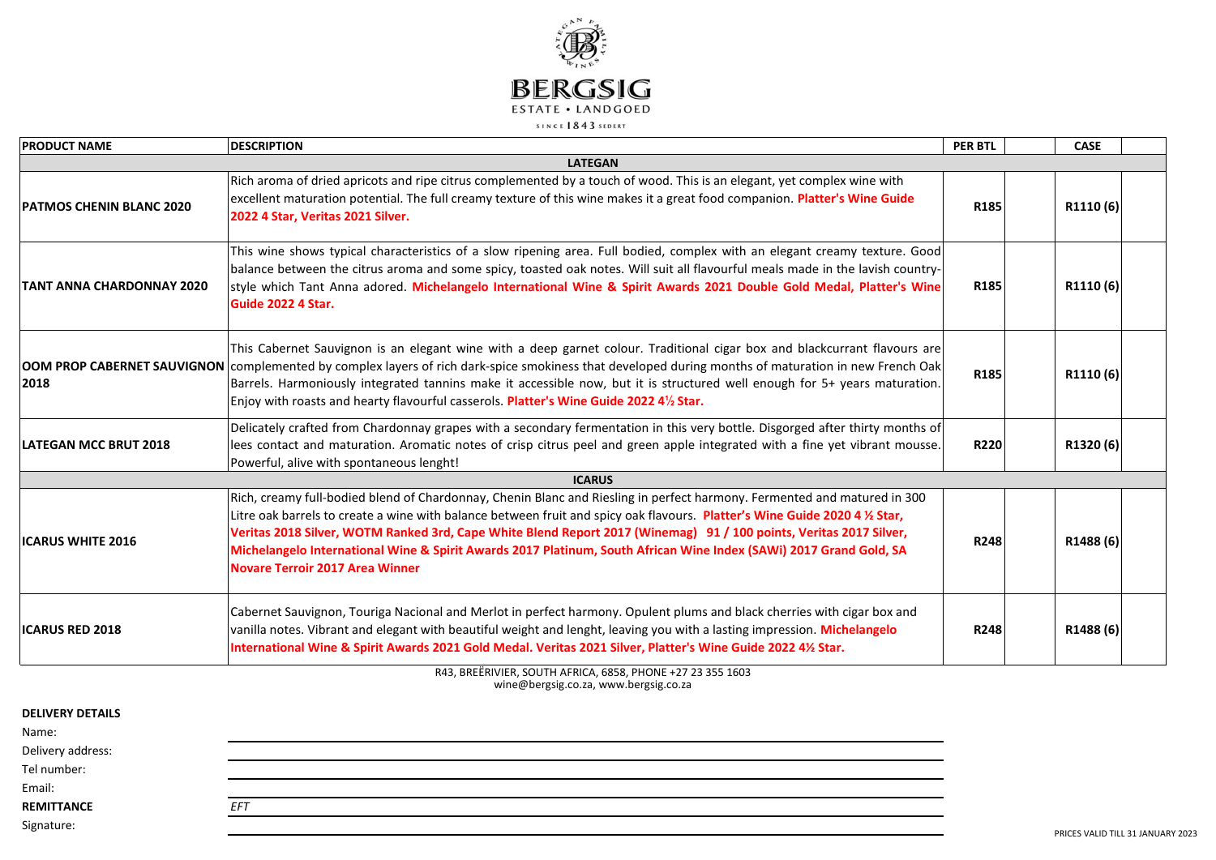# BERGSIG

ESTATE • LANDGOED

SINCE 1843 SEDERT

| PRODUCT NAME | DESCRIPTION | PER BTL | | CASE | |
|---|---|---|---|---|---|
| | **LATEGAN** | | | | |
| **PATMOS CHENIN BLANC 2020** | Rich aroma of dried apricots and ripe citrus complemented by a touch of wood. This is an elegant, yet complex wine with excellent maturation potential. The full creamy texture of this wine makes it a great food companion. **Platter's Wine Guide 2022 4 Star, Veritas 2021 Silver.** | **R185** | | **R1110 (6)** | |
| **TANT ANNA CHARDONNAY 2020** | This wine shows typical characteristics of a slow ripening area. Full bodied, complex with an elegant creamy texture. Good balance between the citrus aroma and some spicy, toasted oak notes. Will suit all flavourful meals made in the lavish country-style which Tant Anna adored. **Michelangelo International Wine & Spirit Awards 2021 Double Gold Medal, Platter's Wine Guide 2022 4 Star.** | **R185** | | **R1110 (6)** | |
| **OOM PROP CABERNET SAUVIGNON 2018** | This Cabernet Sauvignon is an elegant wine with a deep garnet colour. Traditional cigar box and blackcurrant flavours are complemented by complex layers of rich dark-spice smokiness that developed during months of maturation in new French Oak Barrels. Harmoniously integrated tannins make it accessible now, but it is structured well enough for 5+ years maturation. Enjoy with roasts and hearty flavourful casseroles. **Platter's Wine Guide 2022 4½ Star.** | **R185** | | **R1110 (6)** | |
| **LATEGAN MCC BRUT 2018** | Delicately crafted from Chardonnay grapes with a secondary fermentation in this very bottle. Disgorged after thirty months of lees contact and maturation. Aromatic notes of crisp citrus peel and green apple integrated with a fine yet vibrant mousse. Powerful, alive with spontaneous lenght! | **R220** | | **R1320 (6)** | |
| | **ICARUS** | | | | |
| **ICARUS WHITE 2016** | Rich, creamy full-bodied blend of Chardonnay, Chenin Blanc and Riesling in perfect harmony. Fermented and matured in 300 Litre oak barrels to create a wine with balance between fruit and spicy oak flavours. **Platter's Wine Guide 2020 4 ½ Star, Veritas 2018 Silver, WOTM Ranked 3rd, Cape White Blend Report 2017 (Winemag) 91 / 100 points, Veritas 2017 Silver, Michelangelo International Wine & Spirit Awards 2017 Platinum, South African Wine Index (SAWi) 2017 Grand Gold, SA Novare Terroir 2017 Area Winner** | **R248** | | **R1488 (6)** | |
| **ICARUS RED 2018** | Cabernet Sauvignon, Touriga Nacional and Merlot in perfect harmony. Opulent plums and black cherries with cigar box and vanilla notes. Vibrant and elegant with beautiful weight and lenght, leaving you with a lasting impression. **Michelangelo International Wine & Spirit Awards 2021 Gold Medal. Veritas 2021 Silver, Platter's Wine Guide 2022 4½ Star.** | **R248** | | **R1488 (6)** | |

R43, BREËRIVIER, SOUTH AFRICA, 6858, PHONE +27 23 355 1603
wine@bergsig.co.za, www.bergsig.co.za

**DELIVERY DETAILS**

Name: ______________________________

Delivery address: ______________________________

Tel number: ______________________________

Email: ______________________________

**REMITTANCE** *EFT*

Signature: ______________________________

PRICES VALID TILL 31 JANUARY 2023